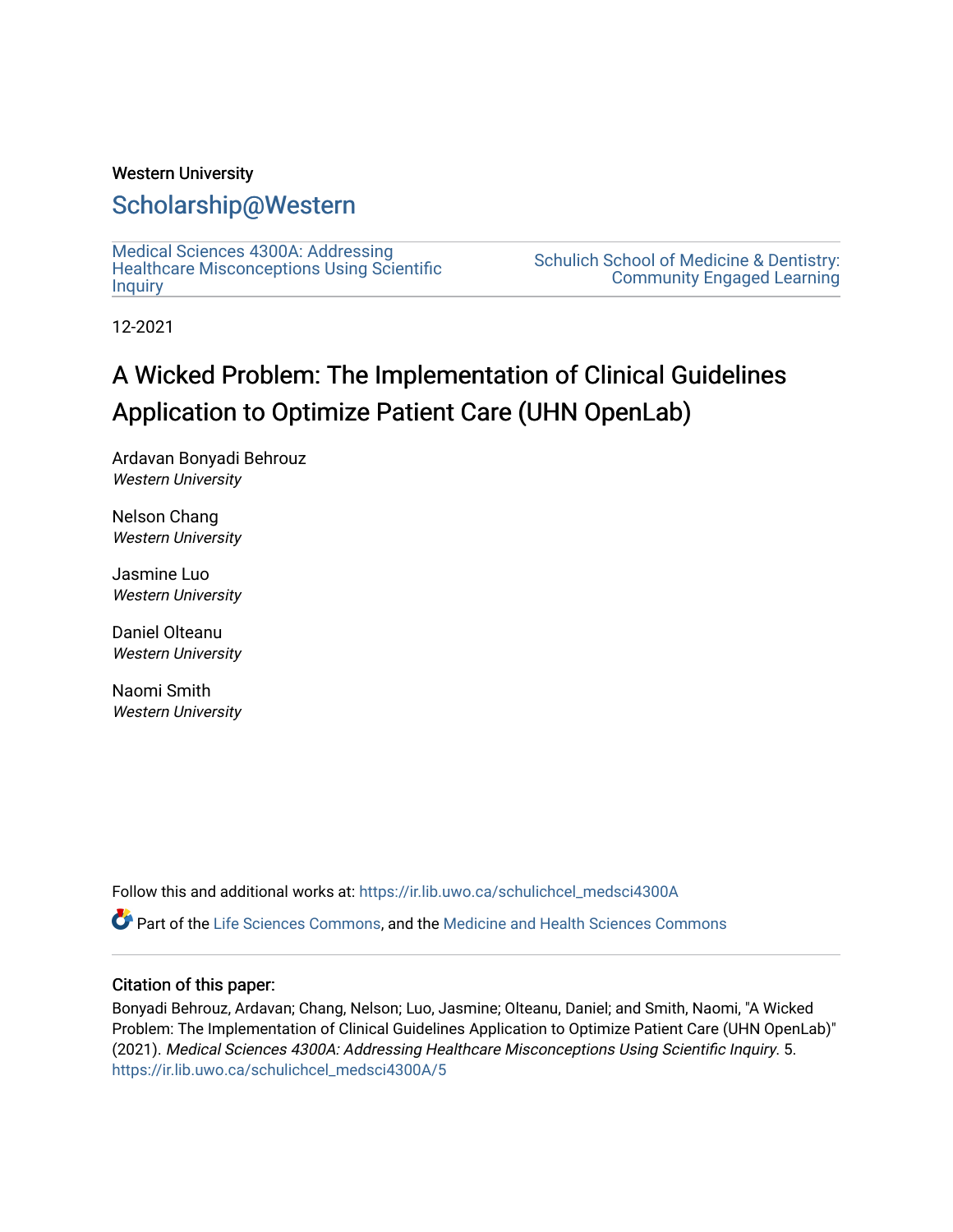Western University

# Scholarship@Western

Medical Sciences 4300A: Addressing Healthcare Misconceptions Using Scientific Inquiry

Schulich School of Medicine & Dentistry: Community Engaged Learning

12-2021

# A Wicked Problem: The Implementation of Clinical Guidelines Application to Optimize Patient Care (UHN OpenLab)

Ardavan Bonyadi Behrouz
*Western University*

Nelson Chang
*Western University*

Jasmine Luo
*Western University*

Daniel Olteanu
*Western University*

Naomi Smith
*Western University*

Follow this and additional works at: https://ir.lib.uwo.ca/schulichcel_medsci4300A

Part of the Life Sciences Commons, and the Medicine and Health Sciences Commons

### Citation of this paper:

Bonyadi Behrouz, Ardavan; Chang, Nelson; Luo, Jasmine; Olteanu, Daniel; and Smith, Naomi, "A Wicked Problem: The Implementation of Clinical Guidelines Application to Optimize Patient Care (UHN OpenLab)" (2021). *Medical Sciences 4300A: Addressing Healthcare Misconceptions Using Scientific Inquiry*. 5.
https://ir.lib.uwo.ca/schulichcel_medsci4300A/5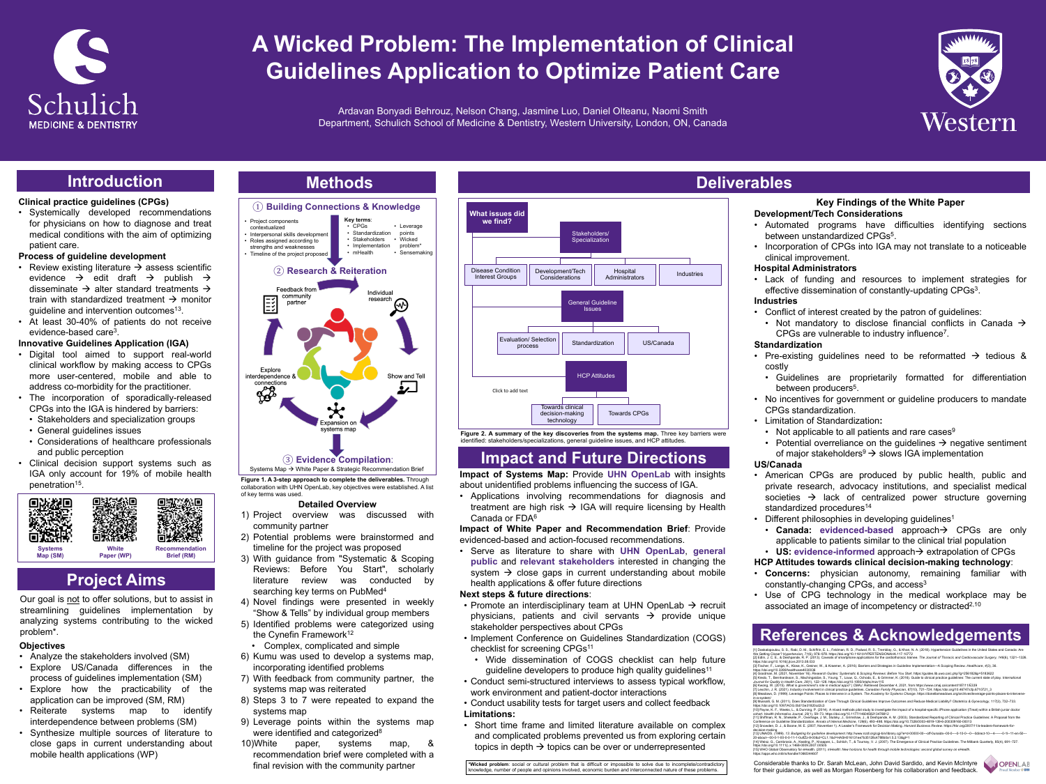# A Wicked Problem: The Implementation of Clinical Guidelines Application to Optimize Patient Care

Ardavan Bonyadi Behrouz, Nelson Chang, Jasmine Luo, Daniel Olteanu, Naomi Smith
Department, Schulich School of Medicine & Dentistry, Western University, London, ON, Canada

## Introduction

**Clinical practice guidelines (CPGs)**
- Systemically developed recommendations for physicians on how to diagnose and treat medical conditions with the aim of optimizing patient care.

**Process of guideline development**
- Review existing literature → assess scientific evidence → edit draft → publish → disseminate → alter standard treatments → train with standardized treatment → monitor guideline and intervention outcomes[13].
- At least 30-40% of patients do not receive evidence-based care[3].

**Innovative Guidelines Application (IGA)**
- Digital tool aimed to support real-world clinical workflow by making access to CPGs more user-centered, mobile and able to address co-morbidity for the practitioner.
- The incorporation of sporadically-released CPGs into the IGA is hindered by barriers:
  - Stakeholders and specialization groups
  - General guidelines issues
  - Considerations of healthcare professionals and public perception
- Clinical decision support systems such as IGA only account for 19% of mobile health penetration[15].

Systems Map (SM) | White Paper (WP) | Recommendation Brief (RM)

## Project Aims

Our goal is not to offer solutions, but to assist in streamlining guidelines implementation by analyzing systems contributing to the wicked problem*.

**Objectives**
- Analyze the stakeholders involved (SM)
- Explore US/Canada differences in the process of guidelines implementation (SM)
- Explore how the practicability of the application can be improved (SM, RM)
- Reiterate systems map to identify interdependence between problems (SM)
- Synthesize multiple sources of literature to close gaps in current understanding about mobile health applications (WP)

## Methods

① Building Connections & Knowledge
- Project components contextualized
- Interpersonal skills development
- Roles assigned according to strengths and weaknesses
- Timeline of the project proposed

Key terms:
- CPGs
- Standardization
- Stakeholders
- Implementation
- mHealth
- Leverage points
- Wicked problem*
- Sensemaking

② Research & Reiteration

Feedback from community partner
Individual research
Explore interdependence & connections
Show and Tell
Expansion on systems map

③ Evidence Compilation:
Systems Map → White Paper & Strategic Recommendation Brief

**Figure 1. A 3-step approach to complete the deliverables.** Through collaboration with UHN OpenLab, key objectives were established. A list of key terms was used.

**Detailed Overview**
1) Project overview was discussed with community partner
2) Potential problems were brainstormed and timeline for the project was proposed
3) With guidance from "Systematic & Scoping Reviews: Before You Start", scholarly literature review was conducted by searching key terms on PubMed[4]
4) Novel findings were presented in weekly "Show & Tells" by individual group members
5) Identified problems were categorized using the Cynefin Framework[12]
   - Complex, complicated and simple
6) Kumu was used to develop a systems map, incorporating identified problems
7) With feedback from community partner, the systems map was reiterated
8) Steps 3 to 7 were repeated to expand the systems map
9) Leverage points within the systems map were identified and categorized[8]
10) White paper, systems map, & recommendation brief were completed with a final revision with the community partner

## Deliverables

What issues did we find?

Stakeholders/ Specialization
Disease Condition Interest Groups
Development/Tech Considerations
Hospital Administrators
Industries
General Guideline Issues
Evaluation/ Selection process
Standardization
US/Canada
HCP Attitudes
Click to add text
Towards clinical decision-making technology
Towards CPGs

**Figure 2. A summary of the key discoveries from the systems map.** Three key barriers were identified: stakeholders/specializations, general guideline issues, and HCP attitudes.

### Key Findings of the White Paper

**Development/Tech Considerations**
- Automated programs have difficulties identifying sections between unstandardized CPGs[5].
- Incorporation of CPGs into IGA may not translate to a noticeable clinical improvement.

**Hospital Administrators**
- Lack of funding and resources to implement strategies for effective dissemination of constantly-updating CPGs[3].

**Industries**
- Conflict of interest created by the patron of guidelines:
  - Not mandatory to disclose financial conflicts in Canada → CPGs are vulnerable to industry influence[7].

**Standardization**
- Pre-existing guidelines need to be reformatted → tedious & costly
  - Guidelines are proprietarily formatted for differentiation between producers[5].
- No incentives for government or guideline producers to mandate CPGs standardization.
- Limitation of Standardization:
  - Not applicable to all patients and rare cases[9]
  - Potential overreliance on the guidelines → negative sentiment of major stakeholders[9] → slows IGA implementation

**US/Canada**
- American CPGs are produced by public health, public and private research, advocacy institutions, and specialist medical societies → lack of centralized power structure governing standardized procedures[14]
- Different philosophies in developing guidelines[1]
  - **Canada: evidenced-based** approach→ CPGs are only applicable to patients similar to the clinical trial population
  - **US: evidence-informed** approach→ extrapolation of CPGs

**HCP Attitudes towards clinical decision-making technology**:
- **Concerns:** physician autonomy, remaining familiar with constantly-changing CPGs, and access[3]
- Use of CPG technology in the medical workplace may be associated with an image of incompetency or distracted[2,10]

## Impact and Future Directions

**Impact of Systems Map:** Provide **UHN OpenLab** with insights about unidentified problems influencing the success of IGA.
- Applications involving recommendations for diagnosis and treatment are high risk → IGA will require licensing by Health Canada or FDA[6]

**Impact of White Paper and Recommendation Brief**: Provide evidenced-based and action-focused recommendations.
- Serve as literature to share with **UHN OpenLab**, **general public** and **relevant stakeholders** interested in changing the system → close gaps in current understanding about mobile health applications & offer future directions

**Next steps & future directions**:
- Promote an interdisciplinary team at UHN OpenLab → recruit physicians, patients and civil servants → provide unique stakeholder perspectives about CPGs
- Implement Conference on Guidelines Standardization (COGS) checklist for screening CPGs[11]
  - Wide dissemination of COGS checklist can help future guideline developers to produce high quality guidelines[11]
- Conduct semi-structured interviews to assess typical workflow, work environment and patient-doctor interactions
- Conduct usability tests for target users and collect feedback

**Limitations:**
- Short time frame and limited literature available on complex and complicated problems prevented us from exploring certain topics in depth → topics can be over or underrepresented

***Wicked problem**: social or cultural problem that is difficult or impossible to solve due to incomplete/contradictory knowledge, number of people and opinions involved, economic burden and interconnected nature of these problems.

## References & Acknowledgements

Considerable thanks to Dr. Sarah McLean, John David Sardido, and Kevin McIntyre for their guidance, as well as Morgan Rosenberg for his collaboration and feedback.